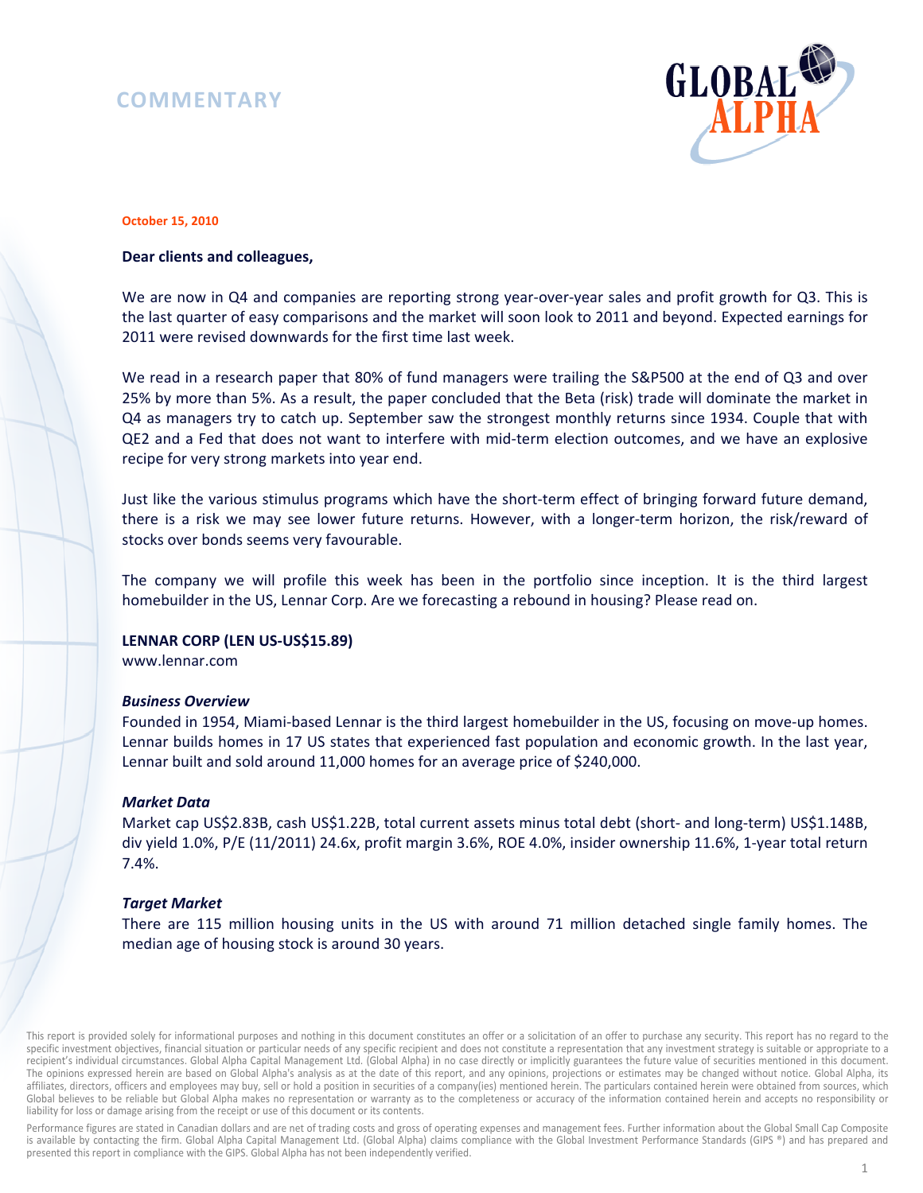# COMMENTARY

**October 15, 2010**

**Dear clients and colleagues,**

We are now in Q4 and companies are reporting strong year-over-year sales and profit growth for Q3. This is the last quarter of easy comparisons and the market will soon look to 2011 and beyond. Expected earnings for 2011 were revised downwards for the first time last week.

We read in a research paper that 80% of fund managers were trailing the S&P500 at the end of Q3 and over 25% by more than 5%. As a result, the paper concluded that the Beta (risk) trade will dominate the market in Q4 as managers try to catch up. September saw the strongest monthly returns since 1934. Couple that with QE2 and a Fed that does not want to interfere with mid-term election outcomes, and we have an explosive recipe for very strong markets into year end.

Just like the various stimulus programs which have the short-term effect of bringing forward future demand, there is a risk we may see lower future returns. However, with a longer-term horizon, the risk/reward of stocks over bonds seems very favourable.

The company we will profile this week has been in the portfolio since inception. It is the third largest homebuilder in the US, Lennar Corp. Are we forecasting a rebound in housing? Please read on.

**LENNAR CORP (LEN US-US$15.89)**
www.lennar.com

***Business Overview***

Founded in 1954, Miami-based Lennar is the third largest homebuilder in the US, focusing on move-up homes. Lennar builds homes in 17 US states that experienced fast population and economic growth. In the last year, Lennar built and sold around 11,000 homes for an average price of $240,000.

***Market Data***

Market cap US$2.83B, cash US$1.22B, total current assets minus total debt (short- and long-term) US$1.148B, div yield 1.0%, P/E (11/2011) 24.6x, profit margin 3.6%, ROE 4.0%, insider ownership 11.6%, 1-year total return 7.4%.

***Target Market***

There are 115 million housing units in the US with around 71 million detached single family homes. The median age of housing stock is around 30 years.

This report is provided solely for informational purposes and nothing in this document constitutes an offer or a solicitation of an offer to purchase any security. This report has no regard to the specific investment objectives, financial situation or particular needs of any specific recipient and does not constitute a representation that any investment strategy is suitable or appropriate to a recipient's individual circumstances. Global Alpha Capital Management Ltd. (Global Alpha) in no case directly or implicitly guarantees the future value of securities mentioned in this document. The opinions expressed herein are based on Global Alpha's analysis as at the date of this report, and any opinions, projections or estimates may be changed without notice. Global Alpha, its affiliates, directors, officers and employees may buy, sell or hold a position in securities of a company(ies) mentioned herein. The particulars contained herein were obtained from sources, which Global believes to be reliable but Global Alpha makes no representation or warranty as to the completeness or accuracy of the information contained herein and accepts no responsibility or liability for loss or damage arising from the receipt or use of this document or its contents.

Performance figures are stated in Canadian dollars and are net of trading costs and gross of operating expenses and management fees. Further information about the Global Small Cap Composite is available by contacting the firm. Global Alpha Capital Management Ltd. (Global Alpha) claims compliance with the Global Investment Performance Standards (GIPS ®) and has prepared and presented this report in compliance with the GIPS. Global Alpha has not been independently verified.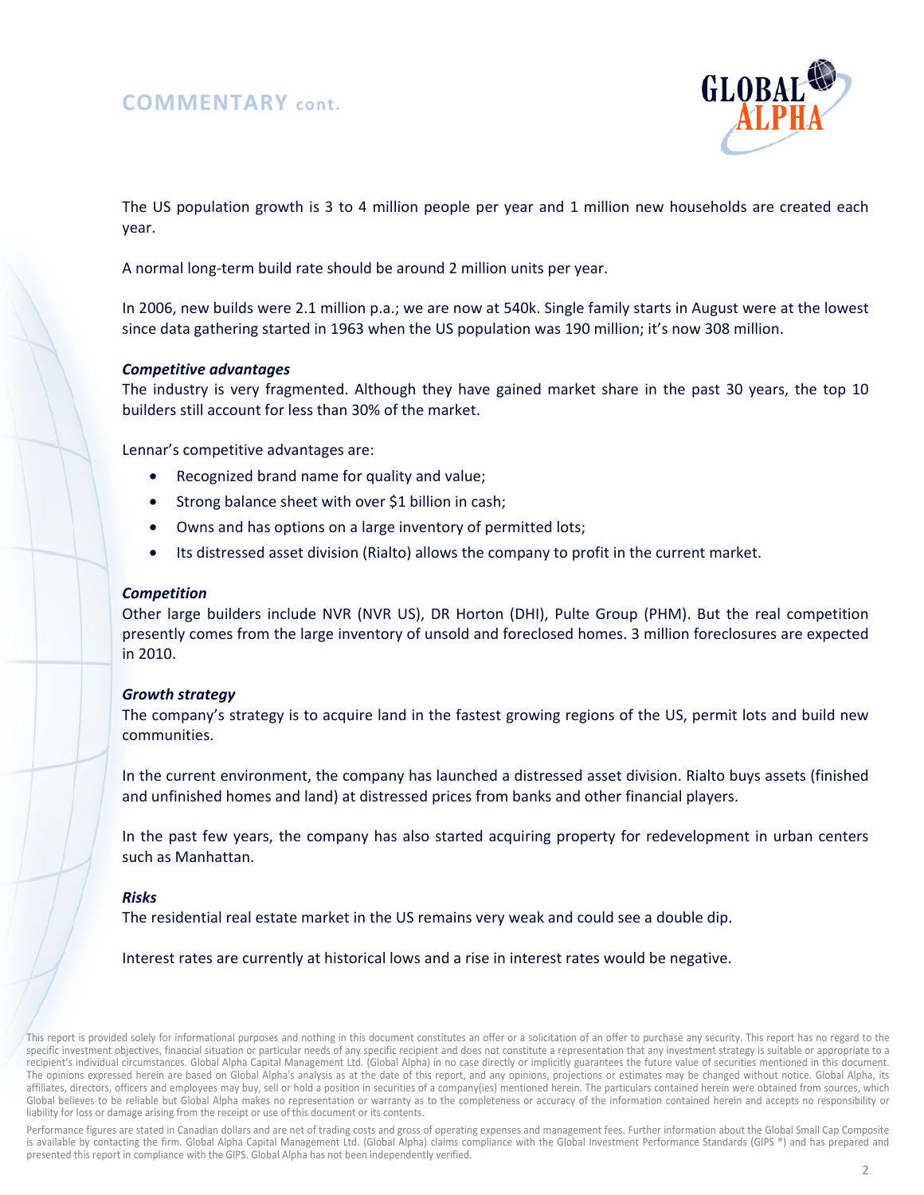## COMMENTARY cont.

The US population growth is 3 to 4 million people per year and 1 million new households are created each year.

A normal long-term build rate should be around 2 million units per year.

In 2006, new builds were 2.1 million p.a.; we are now at 540k. Single family starts in August were at the lowest since data gathering started in 1963 when the US population was 190 million; it's now 308 million.

***Competitive advantages***

The industry is very fragmented. Although they have gained market share in the past 30 years, the top 10 builders still account for less than 30% of the market.

Lennar's competitive advantages are:

- Recognized brand name for quality and value;
- Strong balance sheet with over $1 billion in cash;
- Owns and has options on a large inventory of permitted lots;
- Its distressed asset division (Rialto) allows the company to profit in the current market.

***Competition***

Other large builders include NVR (NVR US), DR Horton (DHI), Pulte Group (PHM). But the real competition presently comes from the large inventory of unsold and foreclosed homes. 3 million foreclosures are expected in 2010.

***Growth strategy***

The company's strategy is to acquire land in the fastest growing regions of the US, permit lots and build new communities.

In the current environment, the company has launched a distressed asset division. Rialto buys assets (finished and unfinished homes and land) at distressed prices from banks and other financial players.

In the past few years, the company has also started acquiring property for redevelopment in urban centers such as Manhattan.

***Risks***

The residential real estate market in the US remains very weak and could see a double dip.

Interest rates are currently at historical lows and a rise in interest rates would be negative.

This report is provided solely for informational purposes and nothing in this document constitutes an offer or a solicitation of an offer to purchase any security. This report has no regard to the specific investment objectives, financial situation or particular needs of any specific recipient and does not constitute a representation that any investment strategy is suitable or appropriate to a recipient's individual circumstances. Global Alpha Capital Management Ltd. (Global Alpha) in no case directly or implicitly guarantees the future value of securities mentioned in this document. The opinions expressed herein are based on Global Alpha's analysis as at the date of this report, and any opinions, projections or estimates may be changed without notice. Global Alpha, its affiliates, directors, officers and employees may buy, sell or hold a position in securities of a company(ies) mentioned herein. The particulars contained herein were obtained from sources, which Global believes to be reliable but Global Alpha makes no representation or warranty as to the completeness or accuracy of the information contained herein and accepts no responsibility or liability for loss or damage arising from the receipt or use of this document or its contents.

Performance figures are stated in Canadian dollars and are net of trading costs and gross of operating expenses and management fees. Further information about the Global Small Cap Composite is available by contacting the firm. Global Alpha Capital Management Ltd. (Global Alpha) claims compliance with the Global Investment Performance Standards (GIPS ®) and has prepared and presented this report in compliance with the GIPS. Global Alpha has not been independently verified.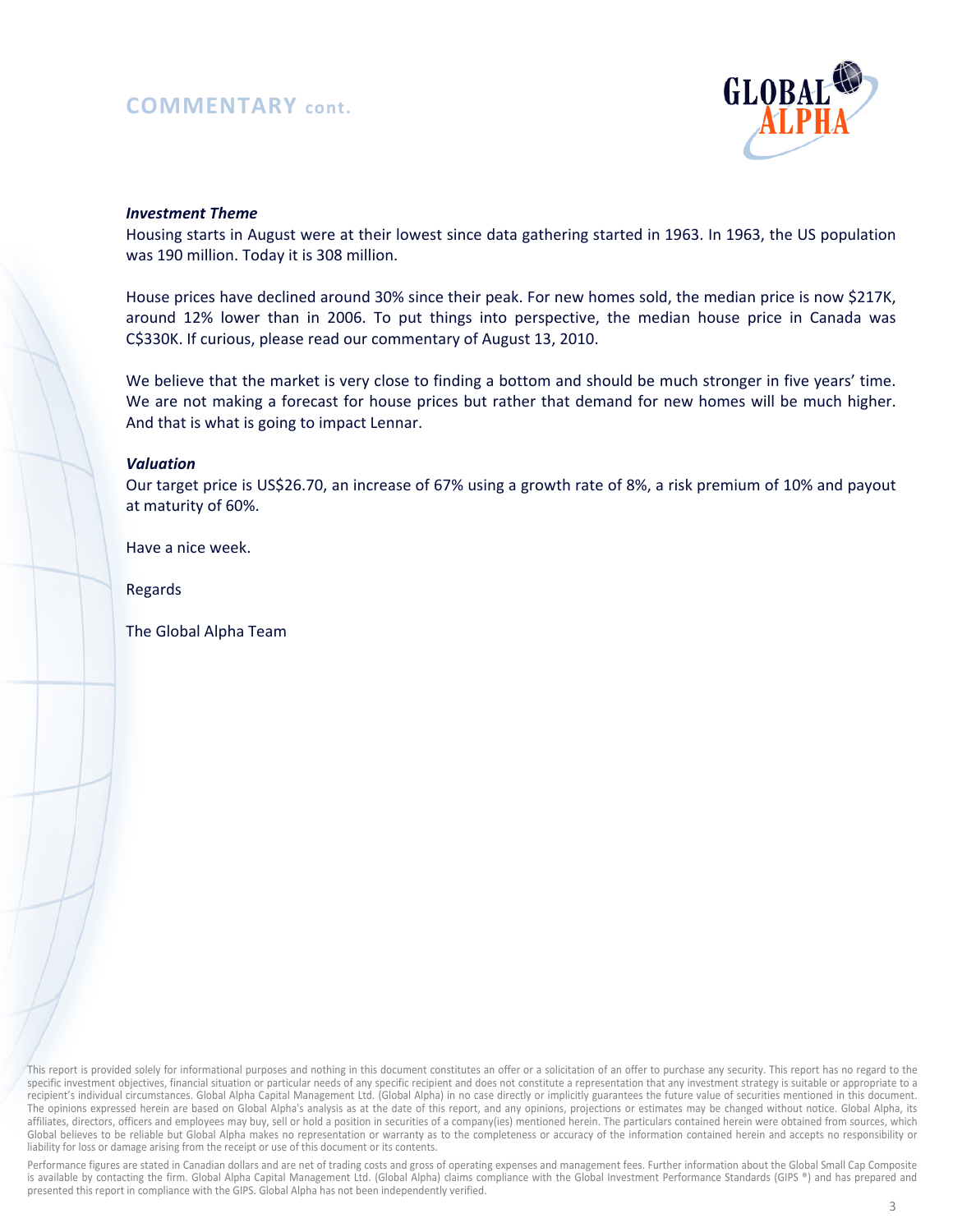## COMMENTARY cont.

***Investment Theme***

Housing starts in August were at their lowest since data gathering started in 1963. In 1963, the US population was 190 million. Today it is 308 million.

House prices have declined around 30% since their peak. For new homes sold, the median price is now $217K, around 12% lower than in 2006. To put things into perspective, the median house price in Canada was C$330K. If curious, please read our commentary of August 13, 2010.

We believe that the market is very close to finding a bottom and should be much stronger in five years' time. We are not making a forecast for house prices but rather that demand for new homes will be much higher. And that is what is going to impact Lennar.

***Valuation***

Our target price is US$26.70, an increase of 67% using a growth rate of 8%, a risk premium of 10% and payout at maturity of 60%.

Have a nice week.

Regards

The Global Alpha Team

This report is provided solely for informational purposes and nothing in this document constitutes an offer or a solicitation of an offer to purchase any security. This report has no regard to the specific investment objectives, financial situation or particular needs of any specific recipient and does not constitute a representation that any investment strategy is suitable or appropriate to a recipient's individual circumstances. Global Alpha Capital Management Ltd. (Global Alpha) in no case directly or implicitly guarantees the future value of securities mentioned in this document. The opinions expressed herein are based on Global Alpha's analysis as at the date of this report, and any opinions, projections or estimates may be changed without notice. Global Alpha, its affiliates, directors, officers and employees may buy, sell or hold a position in securities of a company(ies) mentioned herein. The particulars contained herein were obtained from sources, which Global believes to be reliable but Global Alpha makes no representation or warranty as to the completeness or accuracy of the information contained herein and accepts no responsibility or liability for loss or damage arising from the receipt or use of this document or its contents.

Performance figures are stated in Canadian dollars and are net of trading costs and gross of operating expenses and management fees. Further information about the Global Small Cap Composite is available by contacting the firm. Global Alpha Capital Management Ltd. (Global Alpha) claims compliance with the Global Investment Performance Standards (GIPS ®) and has prepared and presented this report in compliance with the GIPS. Global Alpha has not been independently verified.